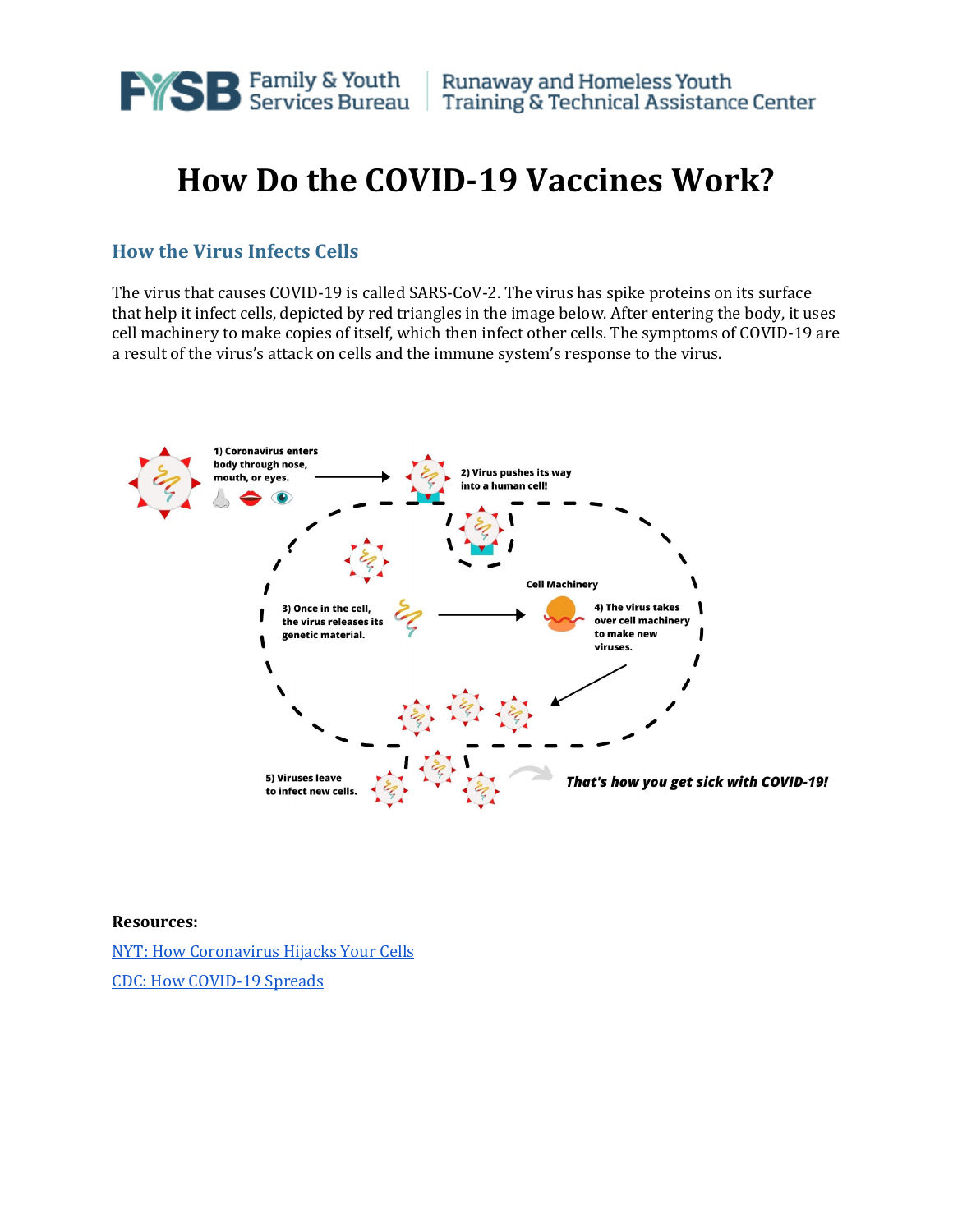# How Do the COVID-19 Vaccines Work?

## How the Virus Infects Cells

The virus that causes COVID-19 is called SARS-CoV-2. The virus has spike proteins on its surface that help it infect cells, depicted by red triangles in the image below. After entering the body, it uses cell machinery to make copies of itself, which then infect other cells. The symptoms of COVID-19 are a result of the virus's attack on cells and the immune system's response to the virus.

1) Coronavirus enters body through nose, mouth, or eyes.

2) Virus pushes its way into a human cell!

Cell Machinery

3) Once in the cell, the virus releases its genetic material.

4) The virus takes over cell machinery to make new viruses.

5) Viruses leave to infect new cells.

*That's how you get sick with COVID-19!*

**Resources:**

[NYT: How Coronavirus Hijacks Your Cells]

[CDC: How COVID-19 Spreads]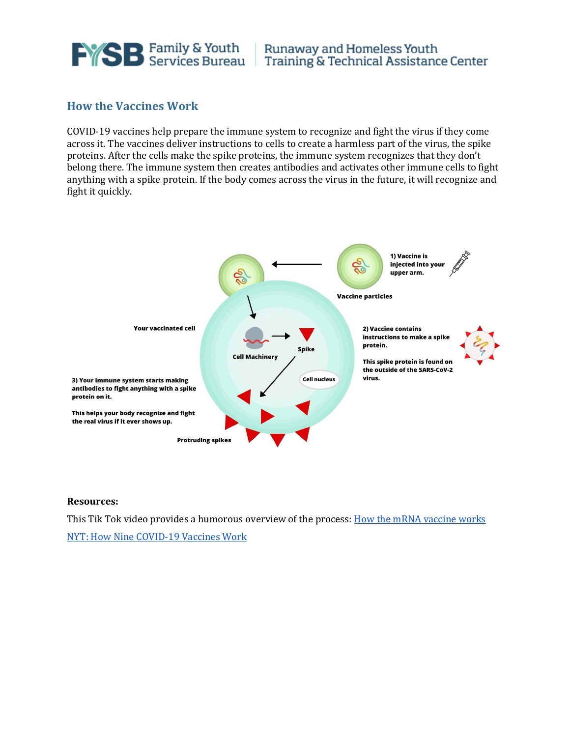## How the Vaccines Work

COVID-19 vaccines help prepare the immune system to recognize and fight the virus if they come across it. The vaccines deliver instructions to cells to create a harmless part of the virus, the spike proteins. After the cells make the spike proteins, the immune system recognizes that they don't belong there. The immune system then creates antibodies and activates other immune cells to fight anything with a spike protein. If the body comes across the virus in the future, it will recognize and fight it quickly.

1) Vaccine is injected into your upper arm.

Vaccine particles

Your vaccinated cell

Cell Machinery

Spike

Cell nucleus

2) Vaccine contains instructions to make a spike protein.

This spike protein is found on the outside of the SARS-CoV-2 virus.

3) Your immune system starts making antibodies to fight anything with a spike protein on it.

This helps your body recognize and fight the real virus if it ever shows up.

Protruding spikes

**Resources:**

This Tik Tok video provides a humorous overview of the process: How the mRNA vaccine works

NYT: How Nine COVID-19 Vaccines Work